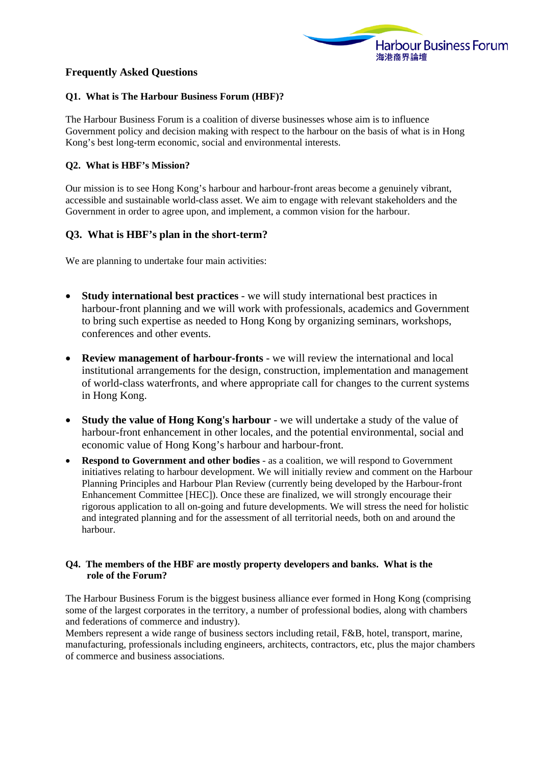Harbour Business Forum
海港商界論壇

# Frequently Asked Questions

### Q1. What is The Harbour Business Forum (HBF)?

The Harbour Business Forum is a coalition of diverse businesses whose aim is to influence Government policy and decision making with respect to the harbour on the basis of what is in Hong Kong's best long-term economic, social and environmental interests.

### Q2. What is HBF's Mission?

Our mission is to see Hong Kong's harbour and harbour-front areas become a genuinely vibrant, accessible and sustainable world-class asset. We aim to engage with relevant stakeholders and the Government in order to agree upon, and implement, a common vision for the harbour.

### Q3. What is HBF's plan in the short-term?

We are planning to undertake four main activities:

- **Study international best practices** - we will study international best practices in harbour-front planning and we will work with professionals, academics and Government to bring such expertise as needed to Hong Kong by organizing seminars, workshops, conferences and other events.
- **Review management of harbour-fronts** - we will review the international and local institutional arrangements for the design, construction, implementation and management of world-class waterfronts, and where appropriate call for changes to the current systems in Hong Kong.
- **Study the value of Hong Kong's harbour** - we will undertake a study of the value of harbour-front enhancement in other locales, and the potential environmental, social and economic value of Hong Kong's harbour and harbour-front.
- **Respond to Government and other bodies** - as a coalition, we will respond to Government initiatives relating to harbour development. We will initially review and comment on the Harbour Planning Principles and Harbour Plan Review (currently being developed by the Harbour-front Enhancement Committee [HEC]). Once these are finalized, we will strongly encourage their rigorous application to all on-going and future developments. We will stress the need for holistic and integrated planning and for the assessment of all territorial needs, both on and around the harbour.

### Q4. The members of the HBF are mostly property developers and banks. What is the role of the Forum?

The Harbour Business Forum is the biggest business alliance ever formed in Hong Kong (comprising some of the largest corporates in the territory, a number of professional bodies, along with chambers and federations of commerce and industry).
Members represent a wide range of business sectors including retail, F&B, hotel, transport, marine, manufacturing, professionals including engineers, architects, contractors, etc, plus the major chambers of commerce and business associations.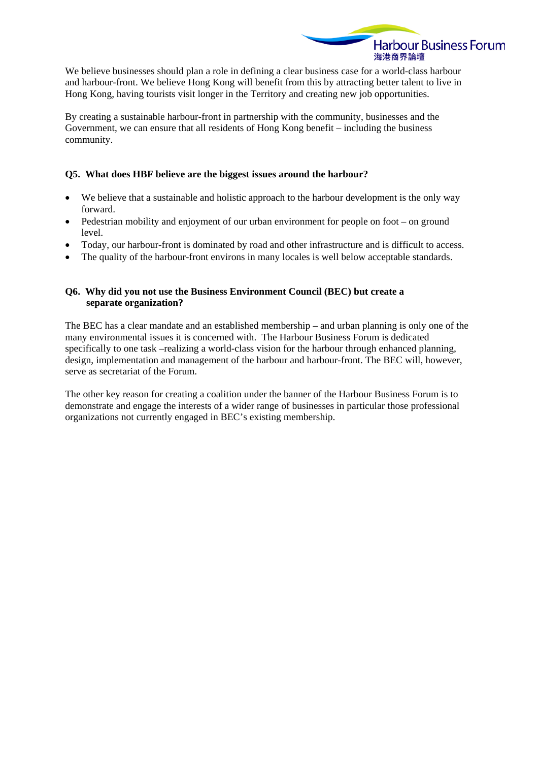We believe businesses should plan a role in defining a clear business case for a world-class harbour and harbour-front. We believe Hong Kong will benefit from this by attracting better talent to live in Hong Kong, having tourists visit longer in the Territory and creating new job opportunities.

By creating a sustainable harbour-front in partnership with the community, businesses and the Government, we can ensure that all residents of Hong Kong benefit – including the business community.

**Q5. What does HBF believe are the biggest issues around the harbour?**

- We believe that a sustainable and holistic approach to the harbour development is the only way forward.
- Pedestrian mobility and enjoyment of our urban environment for people on foot – on ground level.
- Today, our harbour-front is dominated by road and other infrastructure and is difficult to access.
- The quality of the harbour-front environs in many locales is well below acceptable standards.

**Q6. Why did you not use the Business Environment Council (BEC) but create a separate organization?**

The BEC has a clear mandate and an established membership – and urban planning is only one of the many environmental issues it is concerned with. The Harbour Business Forum is dedicated specifically to one task –realizing a world-class vision for the harbour through enhanced planning, design, implementation and management of the harbour and harbour-front. The BEC will, however, serve as secretariat of the Forum.

The other key reason for creating a coalition under the banner of the Harbour Business Forum is to demonstrate and engage the interests of a wider range of businesses in particular those professional organizations not currently engaged in BEC's existing membership.